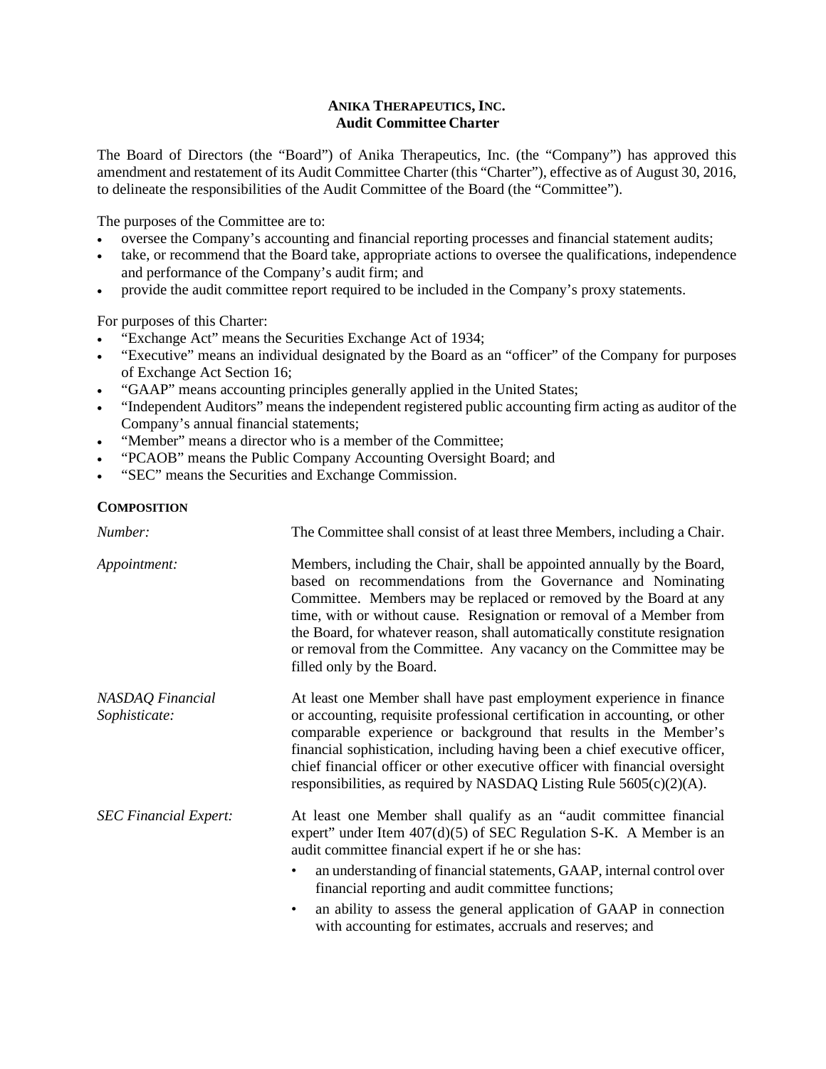**ANIKA THERAPEUTICS, INC.**
**Audit Committee Charter**

The Board of Directors (the "Board") of Anika Therapeutics, Inc. (the "Company") has approved this amendment and restatement of its Audit Committee Charter (this "Charter"), effective as of August 30, 2016, to delineate the responsibilities of the Audit Committee of the Board (the "Committee").

The purposes of the Committee are to:

- oversee the Company's accounting and financial reporting processes and financial statement audits;
- take, or recommend that the Board take, appropriate actions to oversee the qualifications, independence and performance of the Company's audit firm; and
- provide the audit committee report required to be included in the Company's proxy statements.

For purposes of this Charter:

- "Exchange Act" means the Securities Exchange Act of 1934;
- "Executive" means an individual designated by the Board as an "officer" of the Company for purposes of Exchange Act Section 16;
- "GAAP" means accounting principles generally applied in the United States;
- "Independent Auditors" means the independent registered public accounting firm acting as auditor of the Company's annual financial statements;
- "Member" means a director who is a member of the Committee;
- "PCAOB" means the Public Company Accounting Oversight Board; and
- "SEC" means the Securities and Exchange Commission.

**COMPOSITION**

*Number:* The Committee shall consist of at least three Members, including a Chair.

*Appointment:* Members, including the Chair, shall be appointed annually by the Board, based on recommendations from the Governance and Nominating Committee. Members may be replaced or removed by the Board at any time, with or without cause. Resignation or removal of a Member from the Board, for whatever reason, shall automatically constitute resignation or removal from the Committee. Any vacancy on the Committee may be filled only by the Board.

*NASDAQ Financial Sophisticate:* At least one Member shall have past employment experience in finance or accounting, requisite professional certification in accounting, or other comparable experience or background that results in the Member's financial sophistication, including having been a chief executive officer, chief financial officer or other executive officer with financial oversight responsibilities, as required by NASDAQ Listing Rule 5605(c)(2)(A).

*SEC Financial Expert:* At least one Member shall qualify as an "audit committee financial expert" under Item 407(d)(5) of SEC Regulation S-K. A Member is an audit committee financial expert if he or she has:

- an understanding of financial statements, GAAP, internal control over financial reporting and audit committee functions;
- an ability to assess the general application of GAAP in connection with accounting for estimates, accruals and reserves; and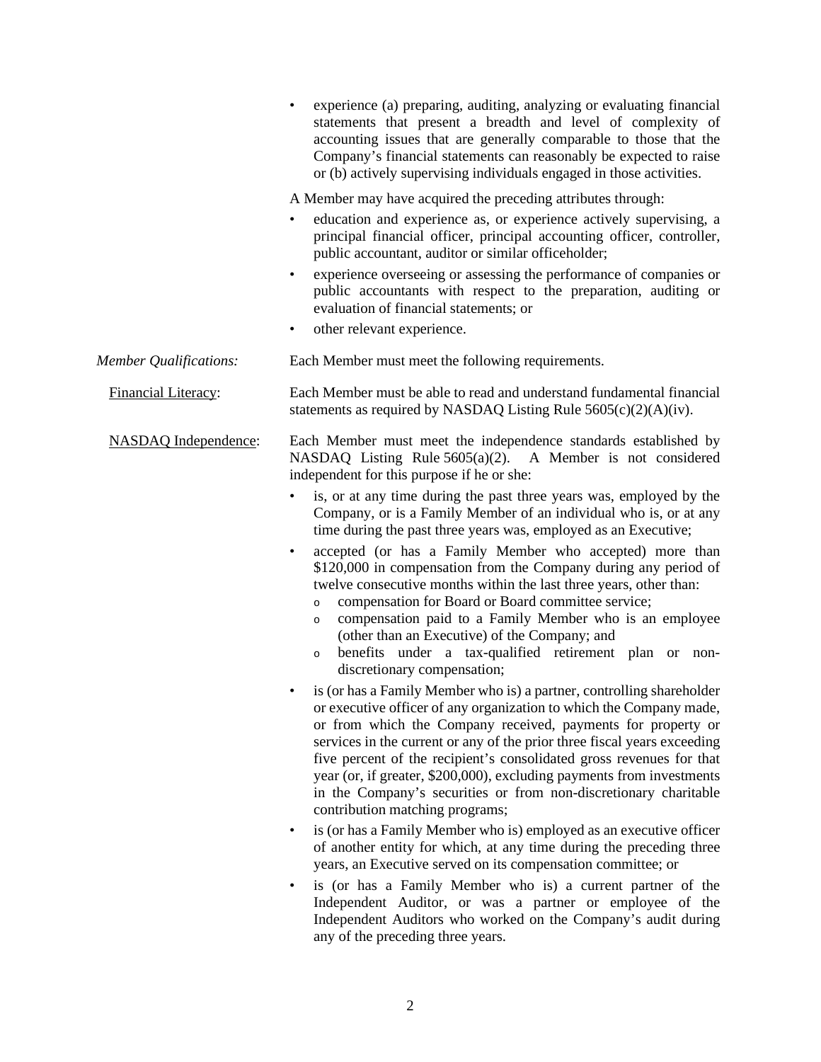- experience (a) preparing, auditing, analyzing or evaluating financial statements that present a breadth and level of complexity of accounting issues that are generally comparable to those that the Company's financial statements can reasonably be expected to raise or (b) actively supervising individuals engaged in those activities.

A Member may have acquired the preceding attributes through:

- education and experience as, or experience actively supervising, a principal financial officer, principal accounting officer, controller, public accountant, auditor or similar officeholder;
- experience overseeing or assessing the performance of companies or public accountants with respect to the preparation, auditing or evaluation of financial statements; or
- other relevant experience.

*Member Qualifications:* Each Member must meet the following requirements.

Financial Literacy: Each Member must be able to read and understand fundamental financial statements as required by NASDAQ Listing Rule 5605(c)(2)(A)(iv).

NASDAQ Independence: Each Member must meet the independence standards established by NASDAQ Listing Rule 5605(a)(2). A Member is not considered independent for this purpose if he or she:

- is, or at any time during the past three years was, employed by the Company, or is a Family Member of an individual who is, or at any time during the past three years was, employed as an Executive;
- accepted (or has a Family Member who accepted) more than $120,000 in compensation from the Company during any period of twelve consecutive months within the last three years, other than:
  - compensation for Board or Board committee service;
  - compensation paid to a Family Member who is an employee (other than an Executive) of the Company; and
  - benefits under a tax-qualified retirement plan or non-discretionary compensation;
- is (or has a Family Member who is) a partner, controlling shareholder or executive officer of any organization to which the Company made, or from which the Company received, payments for property or services in the current or any of the prior three fiscal years exceeding five percent of the recipient's consolidated gross revenues for that year (or, if greater, $200,000), excluding payments from investments in the Company's securities or from non-discretionary charitable contribution matching programs;
- is (or has a Family Member who is) employed as an executive officer of another entity for which, at any time during the preceding three years, an Executive served on its compensation committee; or
- is (or has a Family Member who is) a current partner of the Independent Auditor, or was a partner or employee of the Independent Auditors who worked on the Company's audit during any of the preceding three years.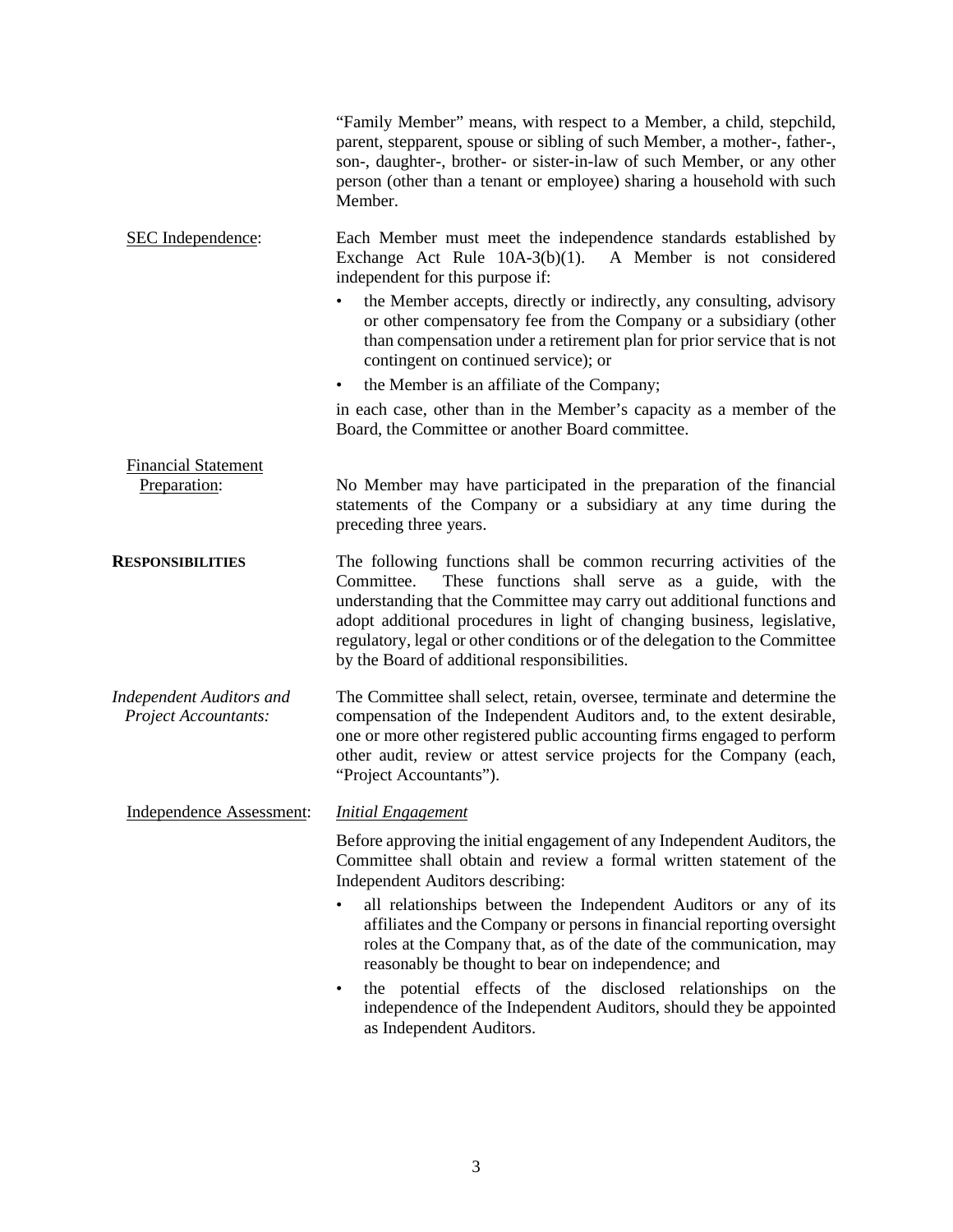"Family Member" means, with respect to a Member, a child, stepchild, parent, stepparent, spouse or sibling of such Member, a mother-, father-, son-, daughter-, brother- or sister-in-law of such Member, or any other person (other than a tenant or employee) sharing a household with such Member.

<u>SEC Independence</u>: Each Member must meet the independence standards established by Exchange Act Rule 10A-3(b)(1). A Member is not considered independent for this purpose if:

- the Member accepts, directly or indirectly, any consulting, advisory or other compensatory fee from the Company or a subsidiary (other than compensation under a retirement plan for prior service that is not contingent on continued service); or
- the Member is an affiliate of the Company;

in each case, other than in the Member's capacity as a member of the Board, the Committee or another Board committee.

<u>Financial Statement Preparation</u>: No Member may have participated in the preparation of the financial statements of the Company or a subsidiary at any time during the preceding three years.

**RESPONSIBILITIES**

The following functions shall be common recurring activities of the Committee. These functions shall serve as a guide, with the understanding that the Committee may carry out additional functions and adopt additional procedures in light of changing business, legislative, regulatory, legal or other conditions or of the delegation to the Committee by the Board of additional responsibilities.

*Independent Auditors and Project Accountants:* The Committee shall select, retain, oversee, terminate and determine the compensation of the Independent Auditors and, to the extent desirable, one or more other registered public accounting firms engaged to perform other audit, review or attest service projects for the Company (each, "Project Accountants").

<u>Independence Assessment</u>: <u>*Initial Engagement*</u>

Before approving the initial engagement of any Independent Auditors, the Committee shall obtain and review a formal written statement of the Independent Auditors describing:

- all relationships between the Independent Auditors or any of its affiliates and the Company or persons in financial reporting oversight roles at the Company that, as of the date of the communication, may reasonably be thought to bear on independence; and
- the potential effects of the disclosed relationships on the independence of the Independent Auditors, should they be appointed as Independent Auditors.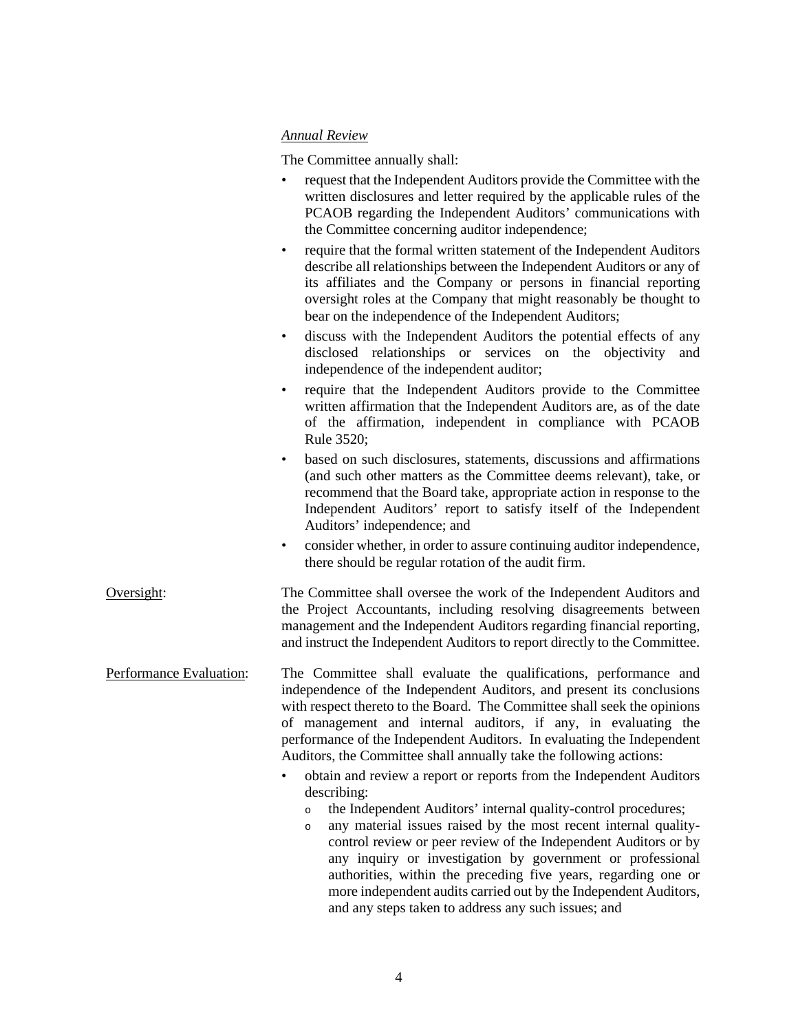*Annual Review*

The Committee annually shall:

- request that the Independent Auditors provide the Committee with the written disclosures and letter required by the applicable rules of the PCAOB regarding the Independent Auditors' communications with the Committee concerning auditor independence;
- require that the formal written statement of the Independent Auditors describe all relationships between the Independent Auditors or any of its affiliates and the Company or persons in financial reporting oversight roles at the Company that might reasonably be thought to bear on the independence of the Independent Auditors;
- discuss with the Independent Auditors the potential effects of any disclosed relationships or services on the objectivity and independence of the independent auditor;
- require that the Independent Auditors provide to the Committee written affirmation that the Independent Auditors are, as of the date of the affirmation, independent in compliance with PCAOB Rule 3520;
- based on such disclosures, statements, discussions and affirmations (and such other matters as the Committee deems relevant), take, or recommend that the Board take, appropriate action in response to the Independent Auditors' report to satisfy itself of the Independent Auditors' independence; and
- consider whether, in order to assure continuing auditor independence, there should be regular rotation of the audit firm.

<u>Oversight</u>: The Committee shall oversee the work of the Independent Auditors and the Project Accountants, including resolving disagreements between management and the Independent Auditors regarding financial reporting, and instruct the Independent Auditors to report directly to the Committee.

<u>Performance Evaluation</u>: The Committee shall evaluate the qualifications, performance and independence of the Independent Auditors, and present its conclusions with respect thereto to the Board. The Committee shall seek the opinions of management and internal auditors, if any, in evaluating the performance of the Independent Auditors. In evaluating the Independent Auditors, the Committee shall annually take the following actions:

- obtain and review a report or reports from the Independent Auditors describing:
  - the Independent Auditors' internal quality-control procedures;
  - any material issues raised by the most recent internal quality-control review or peer review of the Independent Auditors or by any inquiry or investigation by government or professional authorities, within the preceding five years, regarding one or more independent audits carried out by the Independent Auditors, and any steps taken to address any such issues; and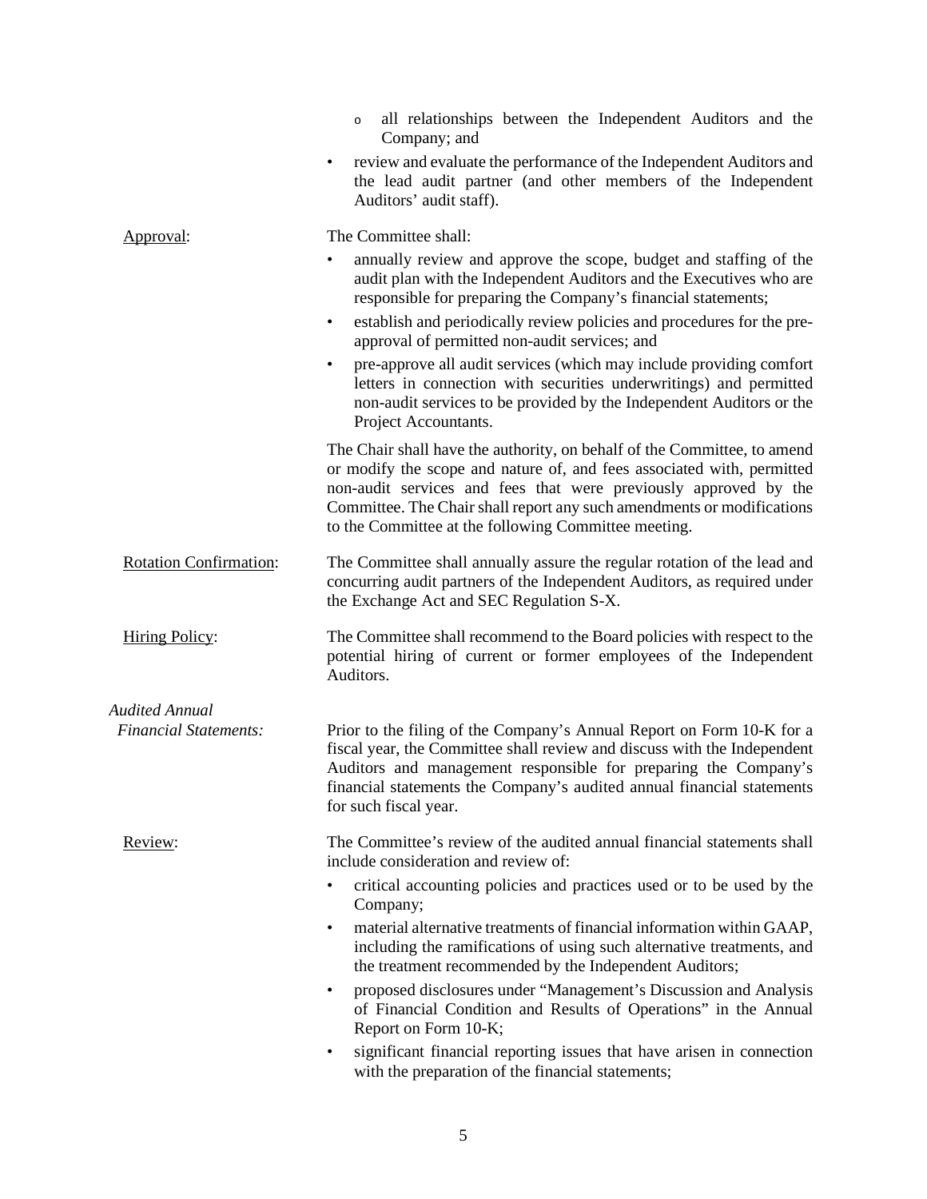- all relationships between the Independent Auditors and the Company; and

- review and evaluate the performance of the Independent Auditors and the lead audit partner (and other members of the Independent Auditors' audit staff).

Approval: The Committee shall:

- annually review and approve the scope, budget and staffing of the audit plan with the Independent Auditors and the Executives who are responsible for preparing the Company's financial statements;
- establish and periodically review policies and procedures for the pre-approval of permitted non-audit services; and
- pre-approve all audit services (which may include providing comfort letters in connection with securities underwritings) and permitted non-audit services to be provided by the Independent Auditors or the Project Accountants.

The Chair shall have the authority, on behalf of the Committee, to amend or modify the scope and nature of, and fees associated with, permitted non-audit services and fees that were previously approved by the Committee. The Chair shall report any such amendments or modifications to the Committee at the following Committee meeting.

Rotation Confirmation: The Committee shall annually assure the regular rotation of the lead and concurring audit partners of the Independent Auditors, as required under the Exchange Act and SEC Regulation S-X.

Hiring Policy: The Committee shall recommend to the Board policies with respect to the potential hiring of current or former employees of the Independent Auditors.

*Audited Annual Financial Statements:* Prior to the filing of the Company's Annual Report on Form 10-K for a fiscal year, the Committee shall review and discuss with the Independent Auditors and management responsible for preparing the Company's financial statements the Company's audited annual financial statements for such fiscal year.

Review: The Committee's review of the audited annual financial statements shall include consideration and review of:

- critical accounting policies and practices used or to be used by the Company;
- material alternative treatments of financial information within GAAP, including the ramifications of using such alternative treatments, and the treatment recommended by the Independent Auditors;
- proposed disclosures under "Management's Discussion and Analysis of Financial Condition and Results of Operations" in the Annual Report on Form 10-K;
- significant financial reporting issues that have arisen in connection with the preparation of the financial statements;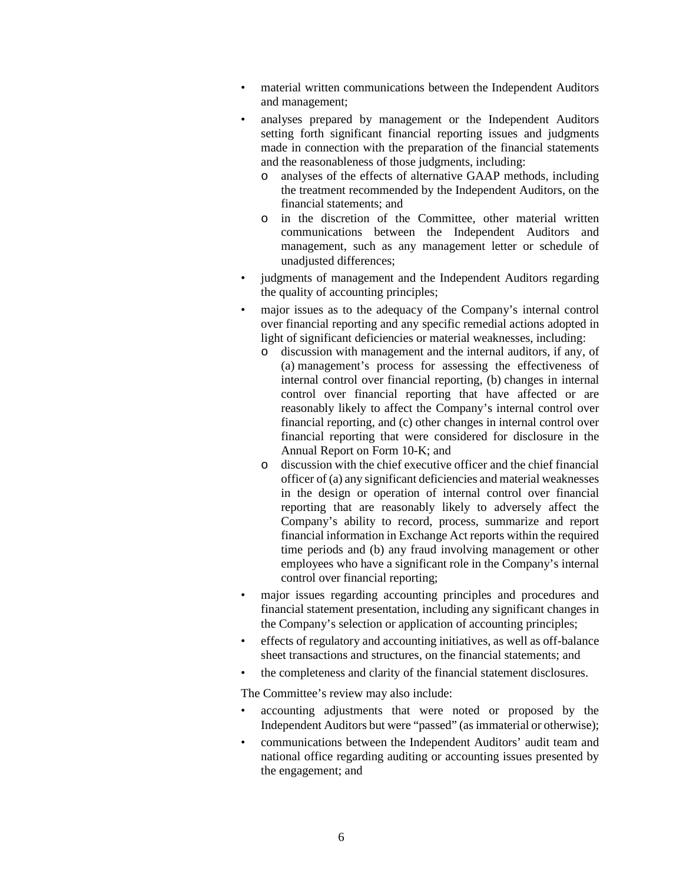- material written communications between the Independent Auditors and management;
- analyses prepared by management or the Independent Auditors setting forth significant financial reporting issues and judgments made in connection with the preparation of the financial statements and the reasonableness of those judgments, including:
  - analyses of the effects of alternative GAAP methods, including the treatment recommended by the Independent Auditors, on the financial statements; and
  - in the discretion of the Committee, other material written communications between the Independent Auditors and management, such as any management letter or schedule of unadjusted differences;
- judgments of management and the Independent Auditors regarding the quality of accounting principles;
- major issues as to the adequacy of the Company's internal control over financial reporting and any specific remedial actions adopted in light of significant deficiencies or material weaknesses, including:
  - discussion with management and the internal auditors, if any, of (a) management's process for assessing the effectiveness of internal control over financial reporting, (b) changes in internal control over financial reporting that have affected or are reasonably likely to affect the Company's internal control over financial reporting, and (c) other changes in internal control over financial reporting that were considered for disclosure in the Annual Report on Form 10-K; and
  - discussion with the chief executive officer and the chief financial officer of (a) any significant deficiencies and material weaknesses in the design or operation of internal control over financial reporting that are reasonably likely to adversely affect the Company's ability to record, process, summarize and report financial information in Exchange Act reports within the required time periods and (b) any fraud involving management or other employees who have a significant role in the Company's internal control over financial reporting;
- major issues regarding accounting principles and procedures and financial statement presentation, including any significant changes in the Company's selection or application of accounting principles;
- effects of regulatory and accounting initiatives, as well as off-balance sheet transactions and structures, on the financial statements; and
- the completeness and clarity of the financial statement disclosures.

The Committee's review may also include:

- accounting adjustments that were noted or proposed by the Independent Auditors but were "passed" (as immaterial or otherwise);
- communications between the Independent Auditors' audit team and national office regarding auditing or accounting issues presented by the engagement; and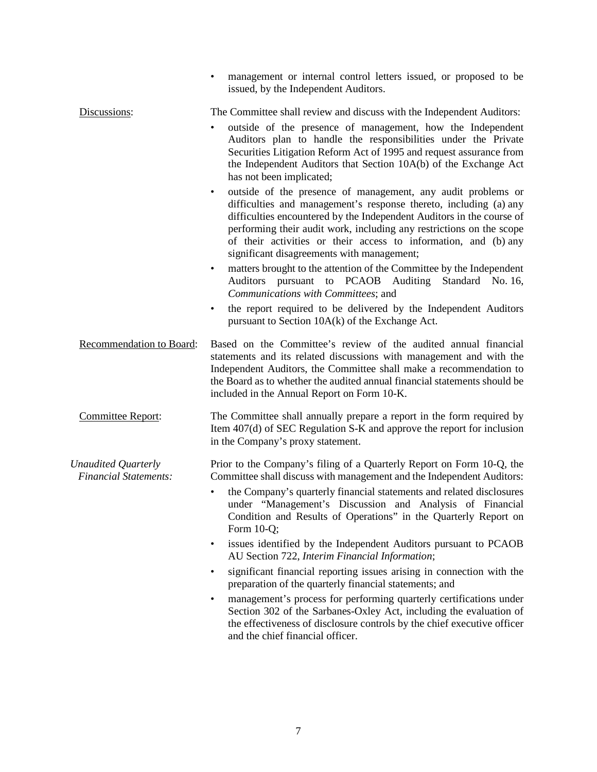- management or internal control letters issued, or proposed to be issued, by the Independent Auditors.

Discussions: The Committee shall review and discuss with the Independent Auditors:

- outside of the presence of management, how the Independent Auditors plan to handle the responsibilities under the Private Securities Litigation Reform Act of 1995 and request assurance from the Independent Auditors that Section 10A(b) of the Exchange Act has not been implicated;
- outside of the presence of management, any audit problems or difficulties and management's response thereto, including (a) any difficulties encountered by the Independent Auditors in the course of performing their audit work, including any restrictions on the scope of their activities or their access to information, and (b) any significant disagreements with management;
- matters brought to the attention of the Committee by the Independent Auditors pursuant to PCAOB Auditing Standard No. 16, *Communications with Committees*; and
- the report required to be delivered by the Independent Auditors pursuant to Section 10A(k) of the Exchange Act.

Recommendation to Board: Based on the Committee's review of the audited annual financial statements and its related discussions with management and with the Independent Auditors, the Committee shall make a recommendation to the Board as to whether the audited annual financial statements should be included in the Annual Report on Form 10-K.

Committee Report: The Committee shall annually prepare a report in the form required by Item 407(d) of SEC Regulation S-K and approve the report for inclusion in the Company's proxy statement.

*Unaudited Quarterly Financial Statements:* Prior to the Company's filing of a Quarterly Report on Form 10-Q, the Committee shall discuss with management and the Independent Auditors:

- the Company's quarterly financial statements and related disclosures under "Management's Discussion and Analysis of Financial Condition and Results of Operations" in the Quarterly Report on Form 10-Q;
- issues identified by the Independent Auditors pursuant to PCAOB AU Section 722, *Interim Financial Information*;
- significant financial reporting issues arising in connection with the preparation of the quarterly financial statements; and
- management's process for performing quarterly certifications under Section 302 of the Sarbanes-Oxley Act, including the evaluation of the effectiveness of disclosure controls by the chief executive officer and the chief financial officer.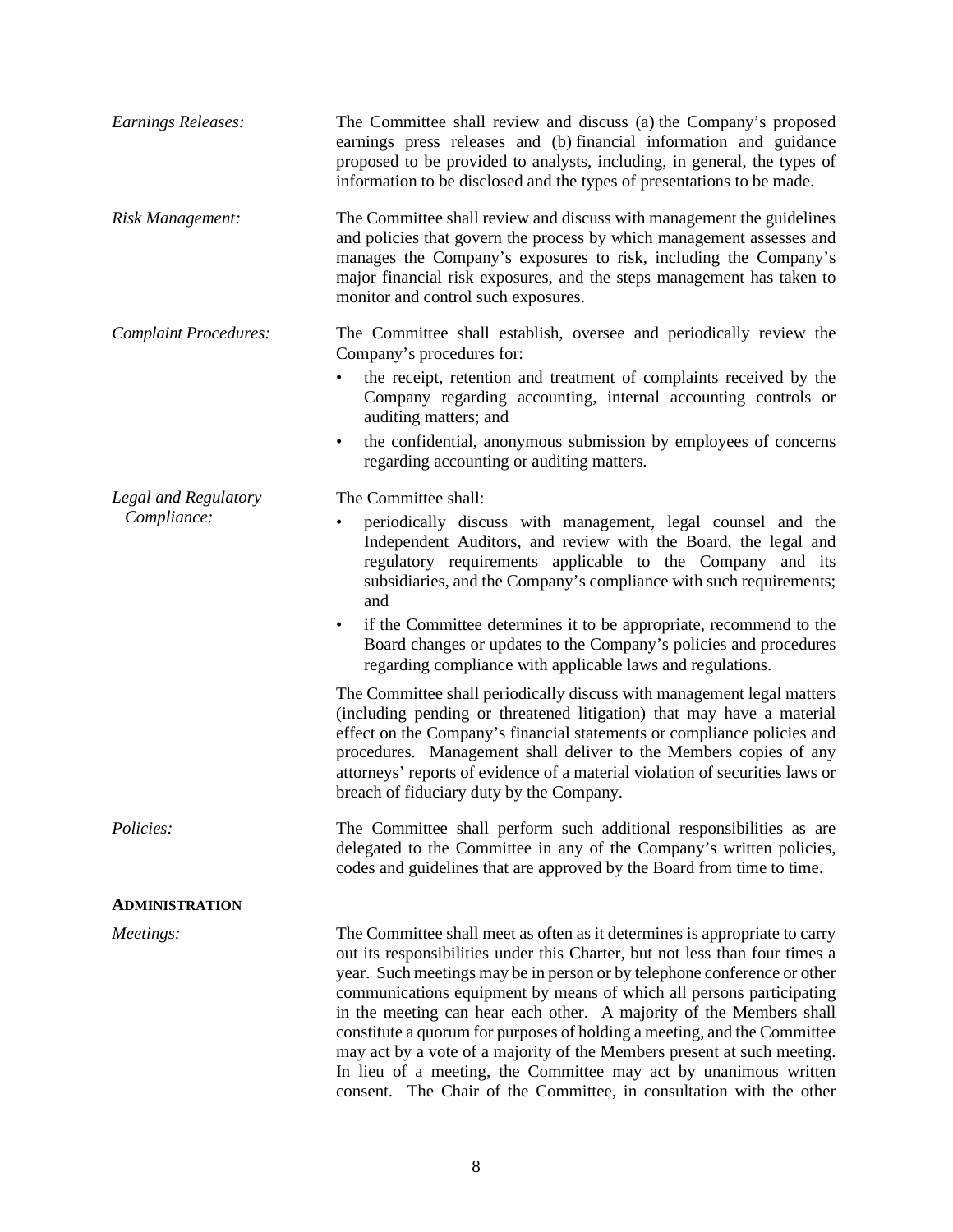*Earnings Releases:* The Committee shall review and discuss (a) the Company's proposed earnings press releases and (b) financial information and guidance proposed to be provided to analysts, including, in general, the types of information to be disclosed and the types of presentations to be made.

*Risk Management:* The Committee shall review and discuss with management the guidelines and policies that govern the process by which management assesses and manages the Company's exposures to risk, including the Company's major financial risk exposures, and the steps management has taken to monitor and control such exposures.

*Complaint Procedures:* The Committee shall establish, oversee and periodically review the Company's procedures for:

- the receipt, retention and treatment of complaints received by the Company regarding accounting, internal accounting controls or auditing matters; and
- the confidential, anonymous submission by employees of concerns regarding accounting or auditing matters.

*Legal and Regulatory Compliance:* The Committee shall:

- periodically discuss with management, legal counsel and the Independent Auditors, and review with the Board, the legal and regulatory requirements applicable to the Company and its subsidiaries, and the Company's compliance with such requirements; and
- if the Committee determines it to be appropriate, recommend to the Board changes or updates to the Company's policies and procedures regarding compliance with applicable laws and regulations.

The Committee shall periodically discuss with management legal matters (including pending or threatened litigation) that may have a material effect on the Company's financial statements or compliance policies and procedures. Management shall deliver to the Members copies of any attorneys' reports of evidence of a material violation of securities laws or breach of fiduciary duty by the Company.

*Policies:* The Committee shall perform such additional responsibilities as are delegated to the Committee in any of the Company's written policies, codes and guidelines that are approved by the Board from time to time.

**ADMINISTRATION**

*Meetings:* The Committee shall meet as often as it determines is appropriate to carry out its responsibilities under this Charter, but not less than four times a year. Such meetings may be in person or by telephone conference or other communications equipment by means of which all persons participating in the meeting can hear each other. A majority of the Members shall constitute a quorum for purposes of holding a meeting, and the Committee may act by a vote of a majority of the Members present at such meeting. In lieu of a meeting, the Committee may act by unanimous written consent. The Chair of the Committee, in consultation with the other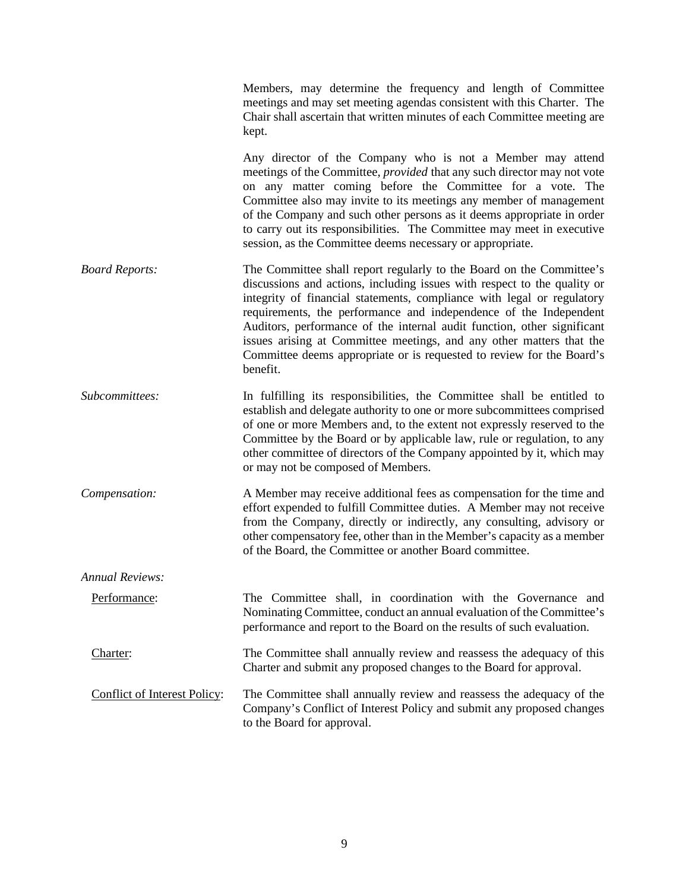Members, may determine the frequency and length of Committee meetings and may set meeting agendas consistent with this Charter. The Chair shall ascertain that written minutes of each Committee meeting are kept.

Any director of the Company who is not a Member may attend meetings of the Committee, *provided* that any such director may not vote on any matter coming before the Committee for a vote. The Committee also may invite to its meetings any member of management of the Company and such other persons as it deems appropriate in order to carry out its responsibilities. The Committee may meet in executive session, as the Committee deems necessary or appropriate.

*Board Reports:* The Committee shall report regularly to the Board on the Committee's discussions and actions, including issues with respect to the quality or integrity of financial statements, compliance with legal or regulatory requirements, the performance and independence of the Independent Auditors, performance of the internal audit function, other significant issues arising at Committee meetings, and any other matters that the Committee deems appropriate or is requested to review for the Board's benefit.

*Subcommittees:* In fulfilling its responsibilities, the Committee shall be entitled to establish and delegate authority to one or more subcommittees comprised of one or more Members and, to the extent not expressly reserved to the Committee by the Board or by applicable law, rule or regulation, to any other committee of directors of the Company appointed by it, which may or may not be composed of Members.

*Compensation:* A Member may receive additional fees as compensation for the time and effort expended to fulfill Committee duties. A Member may not receive from the Company, directly or indirectly, any consulting, advisory or other compensatory fee, other than in the Member's capacity as a member of the Board, the Committee or another Board committee.

*Annual Reviews:*

<u>Performance</u>: The Committee shall, in coordination with the Governance and Nominating Committee, conduct an annual evaluation of the Committee's performance and report to the Board on the results of such evaluation.

<u>Charter</u>: The Committee shall annually review and reassess the adequacy of this Charter and submit any proposed changes to the Board for approval.

<u>Conflict of Interest Policy</u>: The Committee shall annually review and reassess the adequacy of the Company's Conflict of Interest Policy and submit any proposed changes to the Board for approval.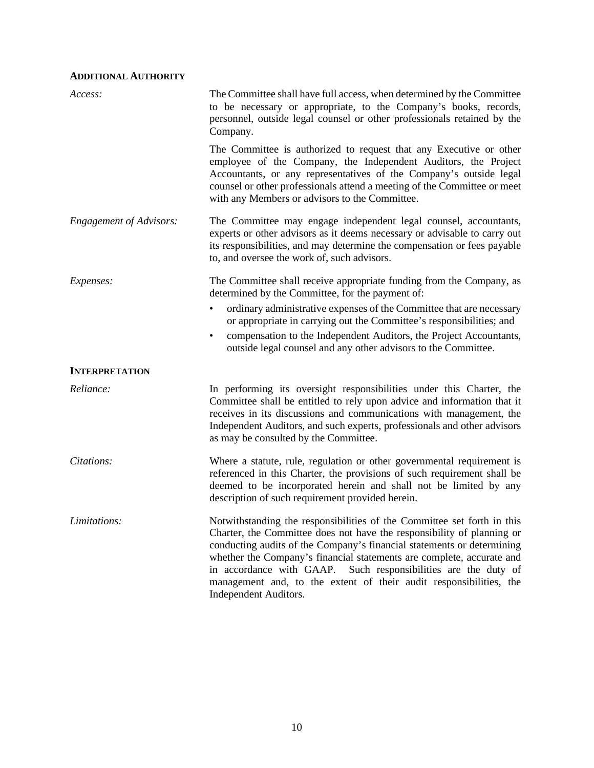## **ADDITIONAL AUTHORITY**

*Access:* The Committee shall have full access, when determined by the Committee to be necessary or appropriate, to the Company's books, records, personnel, outside legal counsel or other professionals retained by the Company.

The Committee is authorized to request that any Executive or other employee of the Company, the Independent Auditors, the Project Accountants, or any representatives of the Company's outside legal counsel or other professionals attend a meeting of the Committee or meet with any Members or advisors to the Committee.

*Engagement of Advisors:* The Committee may engage independent legal counsel, accountants, experts or other advisors as it deems necessary or advisable to carry out its responsibilities, and may determine the compensation or fees payable to, and oversee the work of, such advisors.

*Expenses:* The Committee shall receive appropriate funding from the Company, as determined by the Committee, for the payment of:

- ordinary administrative expenses of the Committee that are necessary or appropriate in carrying out the Committee's responsibilities; and
- compensation to the Independent Auditors, the Project Accountants, outside legal counsel and any other advisors to the Committee.

## **INTERPRETATION**

*Reliance:* In performing its oversight responsibilities under this Charter, the Committee shall be entitled to rely upon advice and information that it receives in its discussions and communications with management, the Independent Auditors, and such experts, professionals and other advisors as may be consulted by the Committee.

*Citations:* Where a statute, rule, regulation or other governmental requirement is referenced in this Charter, the provisions of such requirement shall be deemed to be incorporated herein and shall not be limited by any description of such requirement provided herein.

*Limitations:* Notwithstanding the responsibilities of the Committee set forth in this Charter, the Committee does not have the responsibility of planning or conducting audits of the Company's financial statements or determining whether the Company's financial statements are complete, accurate and in accordance with GAAP. Such responsibilities are the duty of management and, to the extent of their audit responsibilities, the Independent Auditors.